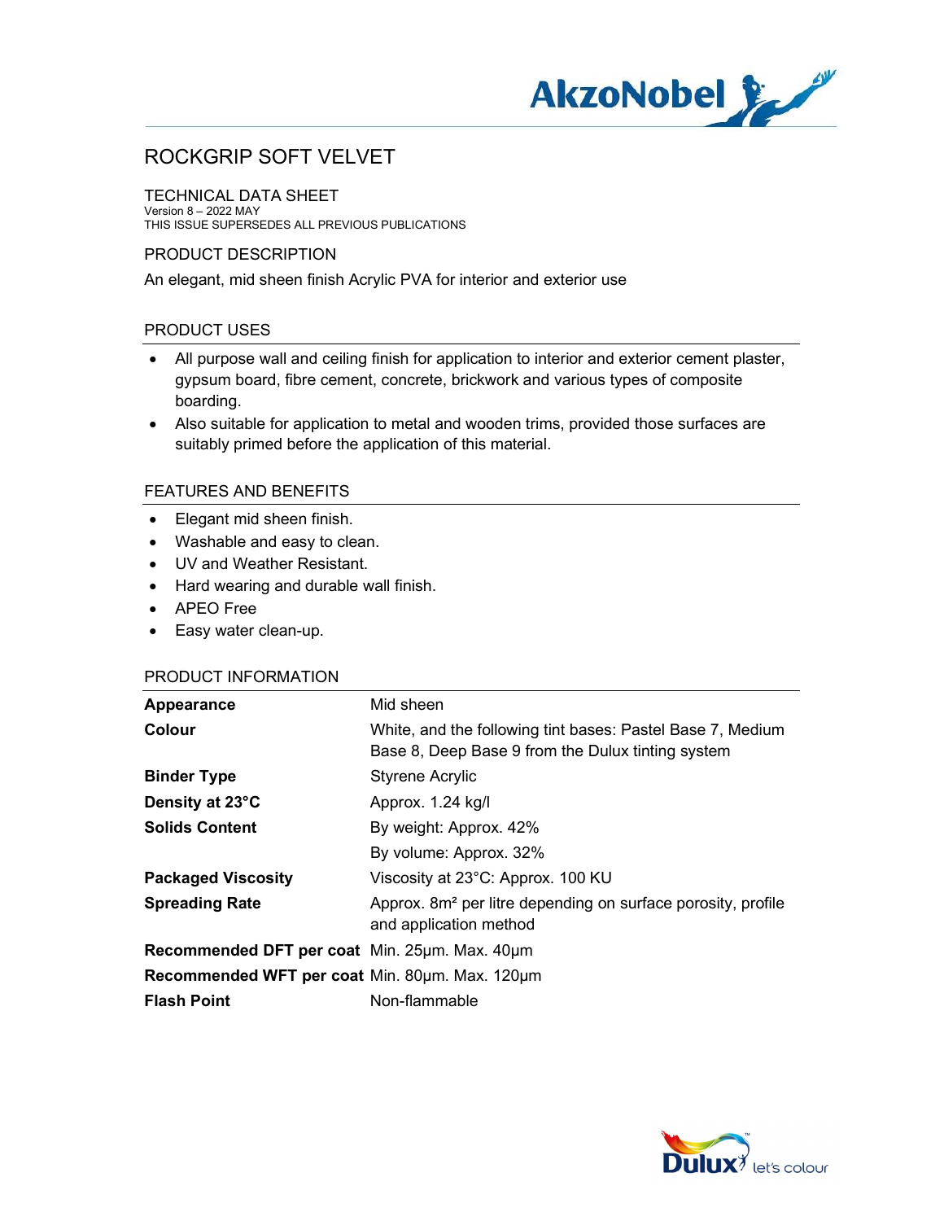# ROCKGRIP SOFT VELVET

## TECHNICAL DATA SHEET

Version 8 – 2022 MAY
THIS ISSUE SUPERSEDES ALL PREVIOUS PUBLICATIONS

## PRODUCT DESCRIPTION

An elegant, mid sheen finish Acrylic PVA for interior and exterior use

## PRODUCT USES

- All purpose wall and ceiling finish for application to interior and exterior cement plaster, gypsum board, fibre cement, concrete, brickwork and various types of composite boarding.
- Also suitable for application to metal and wooden trims, provided those surfaces are suitably primed before the application of this material.

## FEATURES AND BENEFITS

- Elegant mid sheen finish.
- Washable and easy to clean.
- UV and Weather Resistant.
- Hard wearing and durable wall finish.
- APEO Free
- Easy water clean-up.

## PRODUCT INFORMATION

| | |
|---|---|
| **Appearance** | Mid sheen |
| **Colour** | White, and the following tint bases: Pastel Base 7, Medium Base 8, Deep Base 9 from the Dulux tinting system |
| **Binder Type** | Styrene Acrylic |
| **Density at 23°C** | Approx. 1.24 kg/l |
| **Solids Content** | By weight: Approx. 42% |
| | By volume: Approx. 32% |
| **Packaged Viscosity** | Viscosity at 23°C: Approx. 100 KU |
| **Spreading Rate** | Approx. 8m² per litre depending on surface porosity, profile and application method |
| **Recommended DFT per coat** | Min. 25µm. Max. 40µm |
| **Recommended WFT per coat** | Min. 80µm. Max. 120µm |
| **Flash Point** | Non-flammable |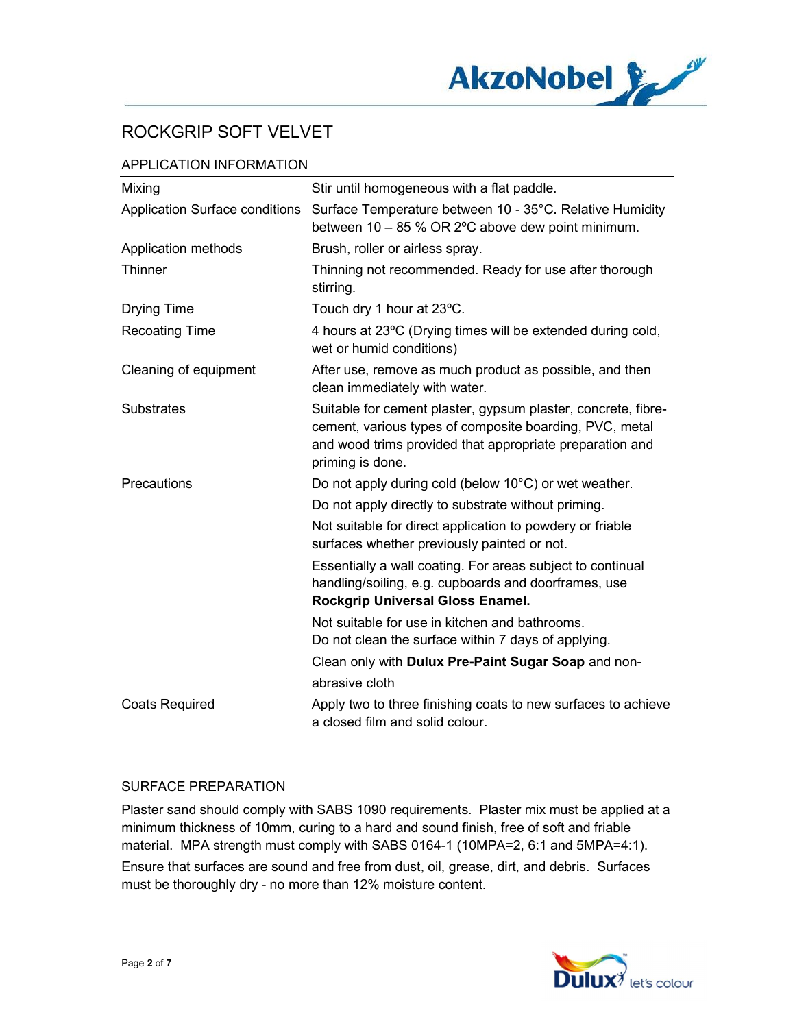# ROCKGRIP SOFT VELVET

## APPLICATION INFORMATION

| | |
|---|---|
| Mixing | Stir until homogeneous with a flat paddle. |
| Application Surface conditions | Surface Temperature between 10 - 35°C. Relative Humidity between 10 – 85 % OR 2ºC above dew point minimum. |
| Application methods | Brush, roller or airless spray. |
| Thinner | Thinning not recommended. Ready for use after thorough stirring. |
| Drying Time | Touch dry 1 hour at 23ºC. |
| Recoating Time | 4 hours at 23ºC (Drying times will be extended during cold, wet or humid conditions) |
| Cleaning of equipment | After use, remove as much product as possible, and then clean immediately with water. |
| Substrates | Suitable for cement plaster, gypsum plaster, concrete, fibre-cement, various types of composite boarding, PVC, metal and wood trims provided that appropriate preparation and priming is done. |
| Precautions | Do not apply during cold (below 10°C) or wet weather. |
| | Do not apply directly to substrate without priming. |
| | Not suitable for direct application to powdery or friable surfaces whether previously painted or not. |
| | Essentially a wall coating. For areas subject to continual handling/soiling, e.g. cupboards and doorframes, use **Rockgrip Universal Gloss Enamel.** |
| | Not suitable for use in kitchen and bathrooms. Do not clean the surface within 7 days of applying. |
| | Clean only with **Dulux Pre-Paint Sugar Soap** and non-abrasive cloth |
| Coats Required | Apply two to three finishing coats to new surfaces to achieve a closed film and solid colour. |

## SURFACE PREPARATION

Plaster sand should comply with SABS 1090 requirements. Plaster mix must be applied at a minimum thickness of 10mm, curing to a hard and sound finish, free of soft and friable material. MPA strength must comply with SABS 0164-1 (10MPA=2, 6:1 and 5MPA=4:1).

Ensure that surfaces are sound and free from dust, oil, grease, dirt, and debris. Surfaces must be thoroughly dry - no more than 12% moisture content.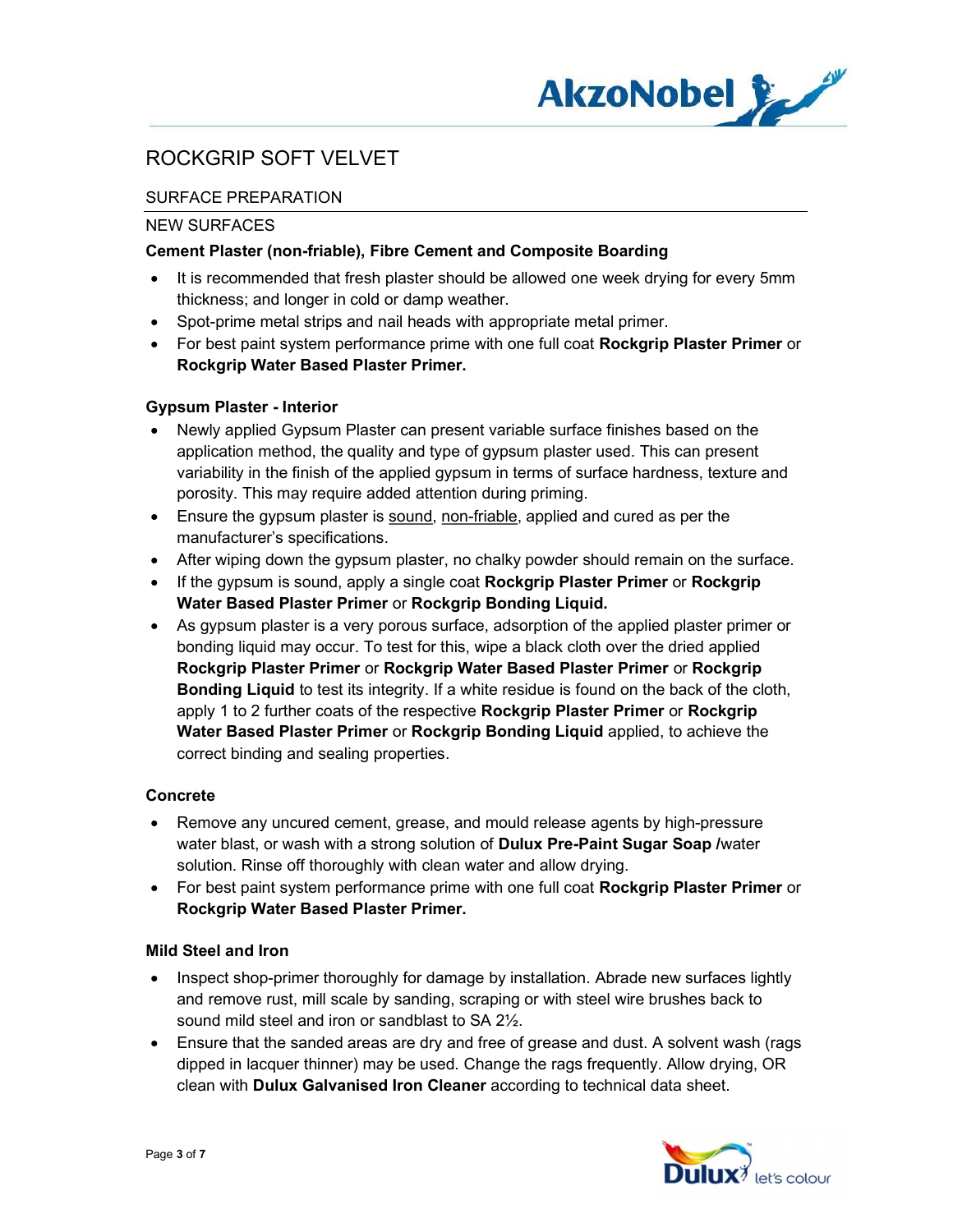# ROCKGRIP SOFT VELVET

## SURFACE PREPARATION

### NEW SURFACES

**Cement Plaster (non-friable), Fibre Cement and Composite Boarding**

- It is recommended that fresh plaster should be allowed one week drying for every 5mm thickness; and longer in cold or damp weather.
- Spot-prime metal strips and nail heads with appropriate metal primer.
- For best paint system performance prime with one full coat **Rockgrip Plaster Primer** or **Rockgrip Water Based Plaster Primer.**

**Gypsum Plaster - Interior**

- Newly applied Gypsum Plaster can present variable surface finishes based on the application method, the quality and type of gypsum plaster used. This can present variability in the finish of the applied gypsum in terms of surface hardness, texture and porosity. This may require added attention during priming.
- Ensure the gypsum plaster is <u>sound</u>, <u>non-friable</u>, applied and cured as per the manufacturer's specifications.
- After wiping down the gypsum plaster, no chalky powder should remain on the surface.
- If the gypsum is sound, apply a single coat **Rockgrip Plaster Primer** or **Rockgrip Water Based Plaster Primer** or **Rockgrip Bonding Liquid.**
- As gypsum plaster is a very porous surface, adsorption of the applied plaster primer or bonding liquid may occur. To test for this, wipe a black cloth over the dried applied **Rockgrip Plaster Primer** or **Rockgrip Water Based Plaster Primer** or **Rockgrip Bonding Liquid** to test its integrity. If a white residue is found on the back of the cloth, apply 1 to 2 further coats of the respective **Rockgrip Plaster Primer** or **Rockgrip Water Based Plaster Primer** or **Rockgrip Bonding Liquid** applied, to achieve the correct binding and sealing properties.

**Concrete**

- Remove any uncured cement, grease, and mould release agents by high-pressure water blast, or wash with a strong solution of **Dulux Pre-Paint Sugar Soap /**water solution. Rinse off thoroughly with clean water and allow drying.
- For best paint system performance prime with one full coat **Rockgrip Plaster Primer** or **Rockgrip Water Based Plaster Primer.**

**Mild Steel and Iron**

- Inspect shop-primer thoroughly for damage by installation. Abrade new surfaces lightly and remove rust, mill scale by sanding, scraping or with steel wire brushes back to sound mild steel and iron or sandblast to SA 2½.
- Ensure that the sanded areas are dry and free of grease and dust. A solvent wash (rags dipped in lacquer thinner) may be used. Change the rags frequently. Allow drying, OR clean with **Dulux Galvanised Iron Cleaner** according to technical data sheet.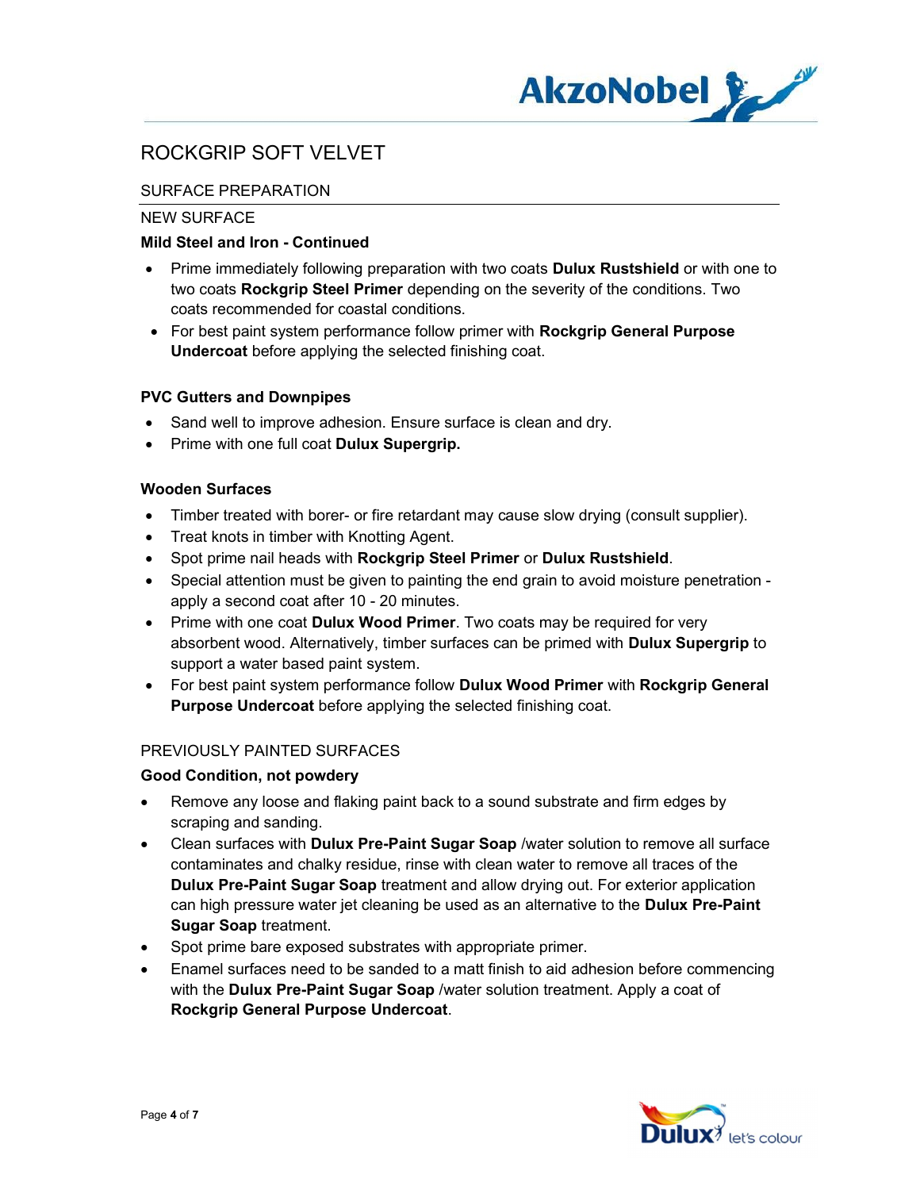# ROCKGRIP SOFT VELVET

## SURFACE PREPARATION

### NEW SURFACE

**Mild Steel and Iron - Continued**

- Prime immediately following preparation with two coats **Dulux Rustshield** or with one to two coats **Rockgrip Steel Primer** depending on the severity of the conditions. Two coats recommended for coastal conditions.
- For best paint system performance follow primer with **Rockgrip General Purpose Undercoat** before applying the selected finishing coat.

**PVC Gutters and Downpipes**

- Sand well to improve adhesion. Ensure surface is clean and dry.
- Prime with one full coat **Dulux Supergrip.**

**Wooden Surfaces**

- Timber treated with borer- or fire retardant may cause slow drying (consult supplier).
- Treat knots in timber with Knotting Agent.
- Spot prime nail heads with **Rockgrip Steel Primer** or **Dulux Rustshield**.
- Special attention must be given to painting the end grain to avoid moisture penetration - apply a second coat after 10 - 20 minutes.
- Prime with one coat **Dulux Wood Primer**. Two coats may be required for very absorbent wood. Alternatively, timber surfaces can be primed with **Dulux Supergrip** to support a water based paint system.
- For best paint system performance follow **Dulux Wood Primer** with **Rockgrip General Purpose Undercoat** before applying the selected finishing coat.

### PREVIOUSLY PAINTED SURFACES

**Good Condition, not powdery**

- Remove any loose and flaking paint back to a sound substrate and firm edges by scraping and sanding.
- Clean surfaces with **Dulux Pre-Paint Sugar Soap** /water solution to remove all surface contaminates and chalky residue, rinse with clean water to remove all traces of the **Dulux Pre-Paint Sugar Soap** treatment and allow drying out. For exterior application can high pressure water jet cleaning be used as an alternative to the **Dulux Pre-Paint Sugar Soap** treatment.
- Spot prime bare exposed substrates with appropriate primer.
- Enamel surfaces need to be sanded to a matt finish to aid adhesion before commencing with the **Dulux Pre-Paint Sugar Soap** /water solution treatment. Apply a coat of **Rockgrip General Purpose Undercoat**.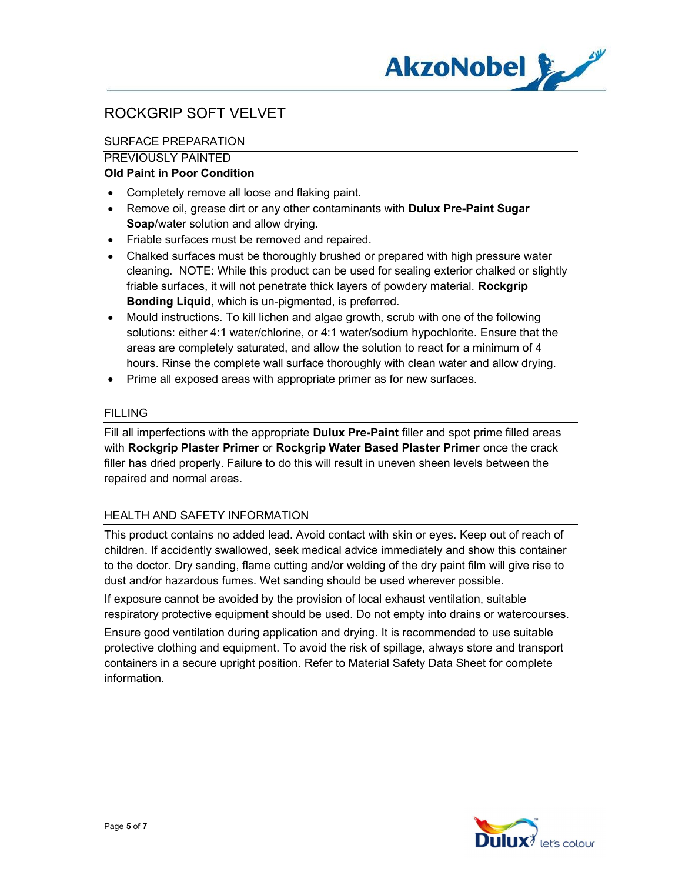# ROCKGRIP SOFT VELVET

## SURFACE PREPARATION

### PREVIOUSLY PAINTED

**Old Paint in Poor Condition**

- Completely remove all loose and flaking paint.
- Remove oil, grease dirt or any other contaminants with **Dulux Pre-Paint Sugar Soap**/water solution and allow drying.
- Friable surfaces must be removed and repaired.
- Chalked surfaces must be thoroughly brushed or prepared with high pressure water cleaning. NOTE: While this product can be used for sealing exterior chalked or slightly friable surfaces, it will not penetrate thick layers of powdery material. **Rockgrip Bonding Liquid**, which is un-pigmented, is preferred.
- Mould instructions. To kill lichen and algae growth, scrub with one of the following solutions: either 4:1 water/chlorine, or 4:1 water/sodium hypochlorite. Ensure that the areas are completely saturated, and allow the solution to react for a minimum of 4 hours. Rinse the complete wall surface thoroughly with clean water and allow drying.
- Prime all exposed areas with appropriate primer as for new surfaces.

## FILLING

Fill all imperfections with the appropriate **Dulux Pre-Paint** filler and spot prime filled areas with **Rockgrip Plaster Primer** or **Rockgrip Water Based Plaster Primer** once the crack filler has dried properly. Failure to do this will result in uneven sheen levels between the repaired and normal areas.

## HEALTH AND SAFETY INFORMATION

This product contains no added lead. Avoid contact with skin or eyes. Keep out of reach of children. If accidently swallowed, seek medical advice immediately and show this container to the doctor. Dry sanding, flame cutting and/or welding of the dry paint film will give rise to dust and/or hazardous fumes. Wet sanding should be used wherever possible.

If exposure cannot be avoided by the provision of local exhaust ventilation, suitable respiratory protective equipment should be used. Do not empty into drains or watercourses.

Ensure good ventilation during application and drying. It is recommended to use suitable protective clothing and equipment. To avoid the risk of spillage, always store and transport containers in a secure upright position. Refer to Material Safety Data Sheet for complete information.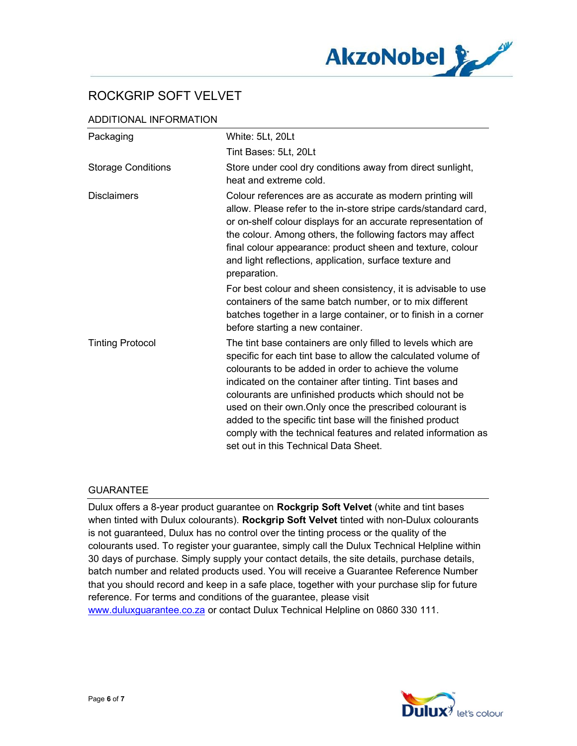# ROCKGRIP SOFT VELVET

## ADDITIONAL INFORMATION

| | |
|---|---|
| Packaging | White: 5Lt, 20Lt<br>Tint Bases: 5Lt, 20Lt |
| Storage Conditions | Store under cool dry conditions away from direct sunlight, heat and extreme cold. |
| Disclaimers | Colour references are as accurate as modern printing will allow. Please refer to the in-store stripe cards/standard card, or on-shelf colour displays for an accurate representation of the colour. Among others, the following factors may affect final colour appearance: product sheen and texture, colour and light reflections, application, surface texture and preparation.<br>For best colour and sheen consistency, it is advisable to use containers of the same batch number, or to mix different batches together in a large container, or to finish in a corner before starting a new container. |
| Tinting Protocol | The tint base containers are only filled to levels which are specific for each tint base to allow the calculated volume of colourants to be added in order to achieve the volume indicated on the container after tinting. Tint bases and colourants are unfinished products which should not be used on their own.Only once the prescribed colourant is added to the specific tint base will the finished product comply with the technical features and related information as set out in this Technical Data Sheet. |

## GUARANTEE

Dulux offers a 8-year product guarantee on **Rockgrip Soft Velvet** (white and tint bases when tinted with Dulux colourants). **Rockgrip Soft Velvet** tinted with non-Dulux colourants is not guaranteed, Dulux has no control over the tinting process or the quality of the colourants used. To register your guarantee, simply call the Dulux Technical Helpline within 30 days of purchase. Simply supply your contact details, the site details, purchase details, batch number and related products used. You will receive a Guarantee Reference Number that you should record and keep in a safe place, together with your purchase slip for future reference. For terms and conditions of the guarantee, please visit www.duluxguarantee.co.za or contact Dulux Technical Helpline on 0860 330 111.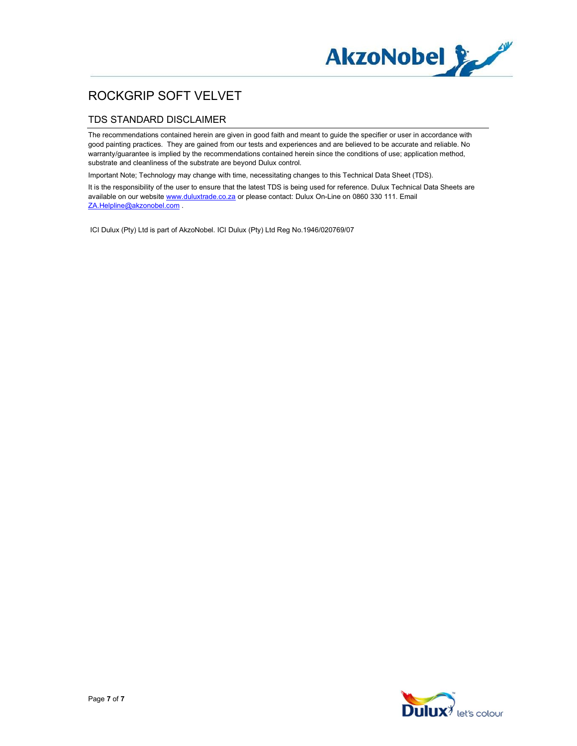# ROCKGRIP SOFT VELVET

## TDS STANDARD DISCLAIMER

The recommendations contained herein are given in good faith and meant to guide the specifier or user in accordance with good painting practices. They are gained from our tests and experiences and are believed to be accurate and reliable. No warranty/guarantee is implied by the recommendations contained herein since the conditions of use; application method, substrate and cleanliness of the substrate are beyond Dulux control.

Important Note; Technology may change with time, necessitating changes to this Technical Data Sheet (TDS).

It is the responsibility of the user to ensure that the latest TDS is being used for reference. Dulux Technical Data Sheets are available on our website www.duluxtrade.co.za or please contact: Dulux On-Line on 0860 330 111. Email ZA.Helpline@akzonobel.com .

ICI Dulux (Pty) Ltd is part of AkzoNobel. ICI Dulux (Pty) Ltd Reg No.1946/020769/07